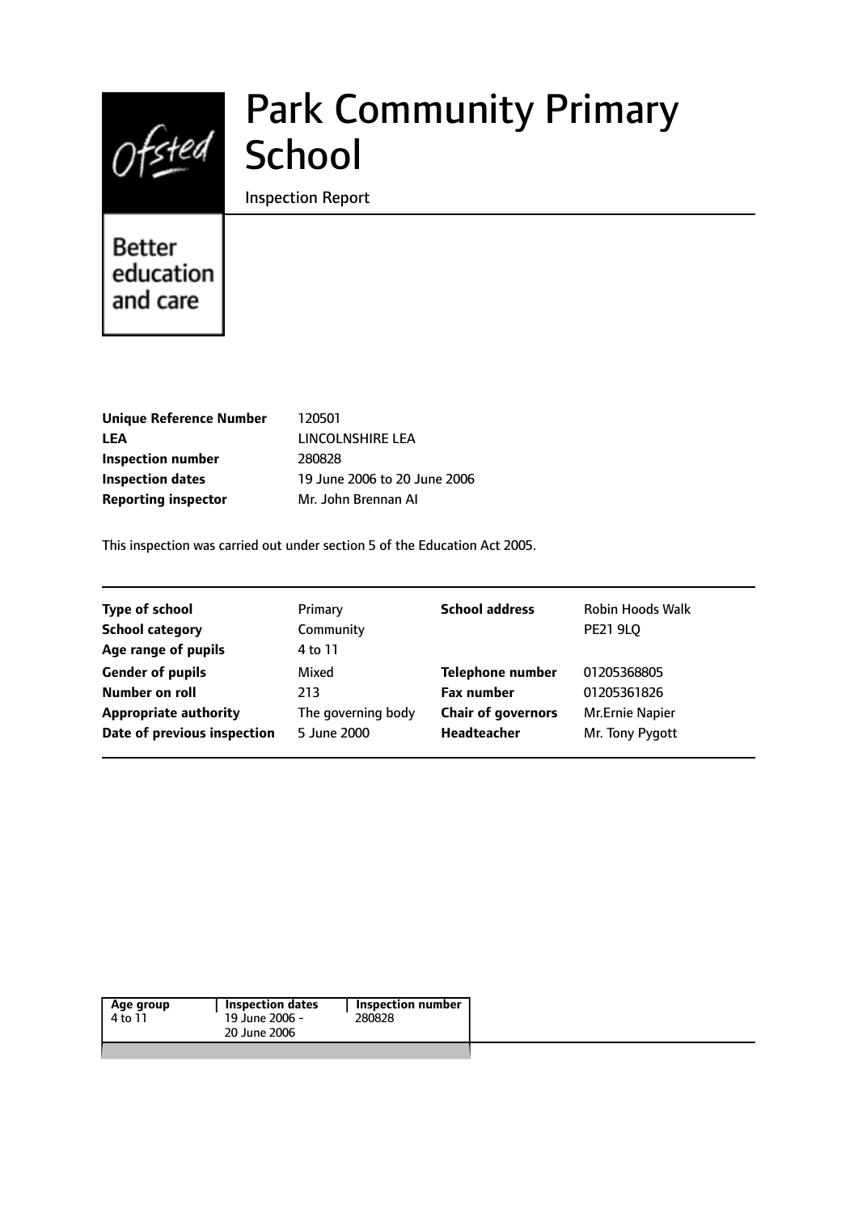# Park Community Primary School

Inspection Report

Better education and care

| | |
|---|---|
| **Unique Reference Number** | 120501 |
| **LEA** | LINCOLNSHIRE LEA |
| **Inspection number** | 280828 |
| **Inspection dates** | 19 June 2006 to 20 June 2006 |
| **Reporting inspector** | Mr. John Brennan AI |

This inspection was carried out under section 5 of the Education Act 2005.

| | | | |
|---|---|---|---|
| **Type of school** | Primary | **School address** | Robin Hoods Walk |
| **School category** | Community | | PE21 9LQ |
| **Age range of pupils** | 4 to 11 | | |
| **Gender of pupils** | Mixed | **Telephone number** | 01205368805 |
| **Number on roll** | 213 | **Fax number** | 01205361826 |
| **Appropriate authority** | The governing body | **Chair of governors** | Mr.Ernie Napier |
| **Date of previous inspection** | 5 June 2000 | **Headteacher** | Mr. Tony Pygott |

| Age group | Inspection dates | Inspection number |
|---|---|---|
| 4 to 11 | 19 June 2006 - 20 June 2006 | 280828 |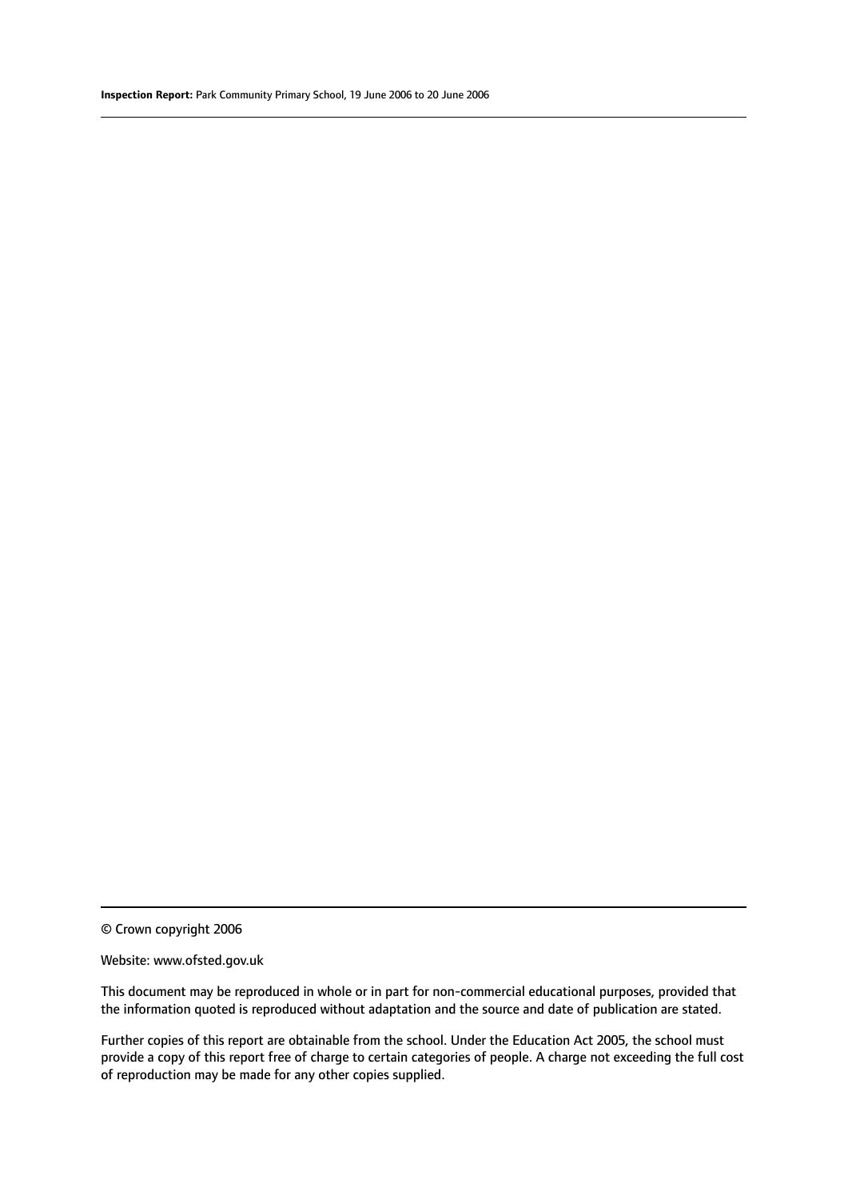© Crown copyright 2006

Website: www.ofsted.gov.uk

This document may be reproduced in whole or in part for non-commercial educational purposes, provided that the information quoted is reproduced without adaptation and the source and date of publication are stated.

Further copies of this report are obtainable from the school. Under the Education Act 2005, the school must provide a copy of this report free of charge to certain categories of people. A charge not exceeding the full cost of reproduction may be made for any other copies supplied.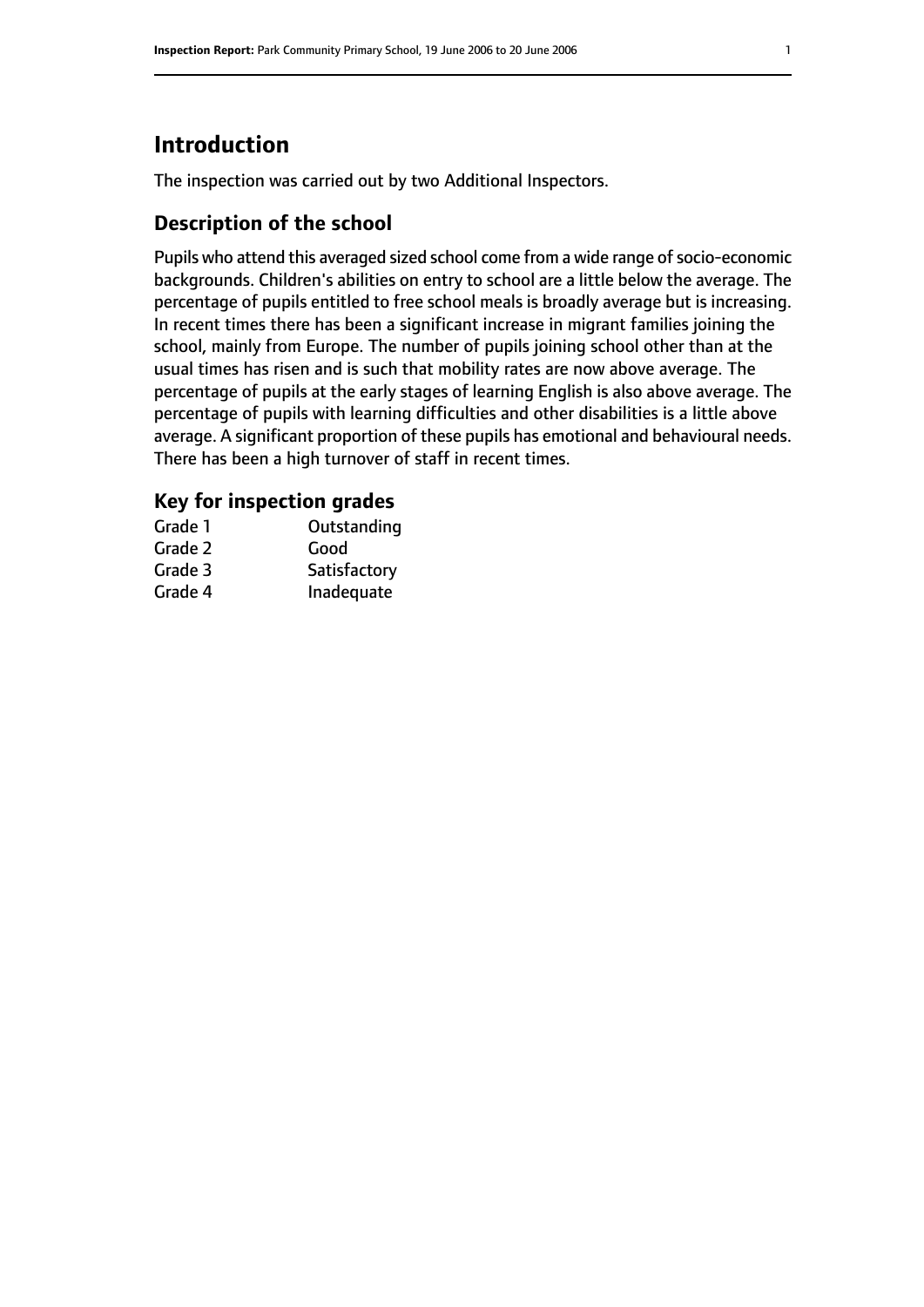## Introduction

The inspection was carried out by two Additional Inspectors.

### Description of the school

Pupils who attend this averaged sized school come from a wide range of socio-economic backgrounds. Children's abilities on entry to school are a little below the average. The percentage of pupils entitled to free school meals is broadly average but is increasing. In recent times there has been a significant increase in migrant families joining the school, mainly from Europe. The number of pupils joining school other than at the usual times has risen and is such that mobility rates are now above average. The percentage of pupils at the early stages of learning English is also above average. The percentage of pupils with learning difficulties and other disabilities is a little above average. A significant proportion of these pupils has emotional and behavioural needs. There has been a high turnover of staff in recent times.

### Key for inspection grades

| | |
|---|---|
| Grade 1 | Outstanding |
| Grade 2 | Good |
| Grade 3 | Satisfactory |
| Grade 4 | Inadequate |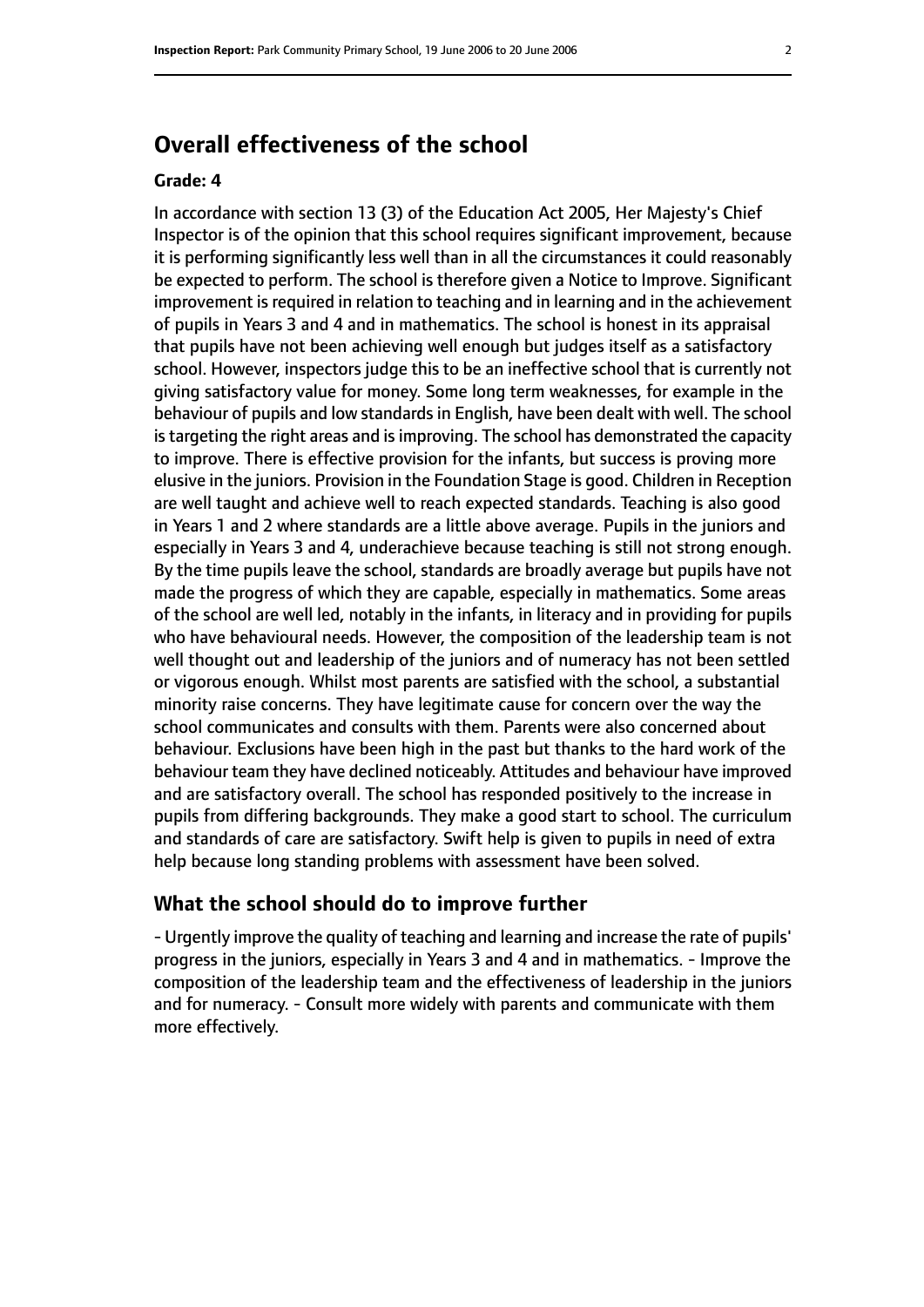## Overall effectiveness of the school

### Grade: 4

In accordance with section 13 (3) of the Education Act 2005, Her Majesty's Chief Inspector is of the opinion that this school requires significant improvement, because it is performing significantly less well than in all the circumstances it could reasonably be expected to perform. The school is therefore given a Notice to Improve. Significant improvement is required in relation to teaching and in learning and in the achievement of pupils in Years 3 and 4 and in mathematics. The school is honest in its appraisal that pupils have not been achieving well enough but judges itself as a satisfactory school. However, inspectors judge this to be an ineffective school that is currently not giving satisfactory value for money. Some long term weaknesses, for example in the behaviour of pupils and low standards in English, have been dealt with well. The school is targeting the right areas and is improving. The school has demonstrated the capacity to improve. There is effective provision for the infants, but success is proving more elusive in the juniors. Provision in the Foundation Stage is good. Children in Reception are well taught and achieve well to reach expected standards. Teaching is also good in Years 1 and 2 where standards are a little above average. Pupils in the juniors and especially in Years 3 and 4, underachieve because teaching is still not strong enough. By the time pupils leave the school, standards are broadly average but pupils have not made the progress of which they are capable, especially in mathematics. Some areas of the school are well led, notably in the infants, in literacy and in providing for pupils who have behavioural needs. However, the composition of the leadership team is not well thought out and leadership of the juniors and of numeracy has not been settled or vigorous enough. Whilst most parents are satisfied with the school, a substantial minority raise concerns. They have legitimate cause for concern over the way the school communicates and consults with them. Parents were also concerned about behaviour. Exclusions have been high in the past but thanks to the hard work of the behaviour team they have declined noticeably. Attitudes and behaviour have improved and are satisfactory overall. The school has responded positively to the increase in pupils from differing backgrounds. They make a good start to school. The curriculum and standards of care are satisfactory. Swift help is given to pupils in need of extra help because long standing problems with assessment have been solved.

## What the school should do to improve further

- Urgently improve the quality of teaching and learning and increase the rate of pupils' progress in the juniors, especially in Years 3 and 4 and in mathematics.
- Improve the composition of the leadership team and the effectiveness of leadership in the juniors and for numeracy.
- Consult more widely with parents and communicate with them more effectively.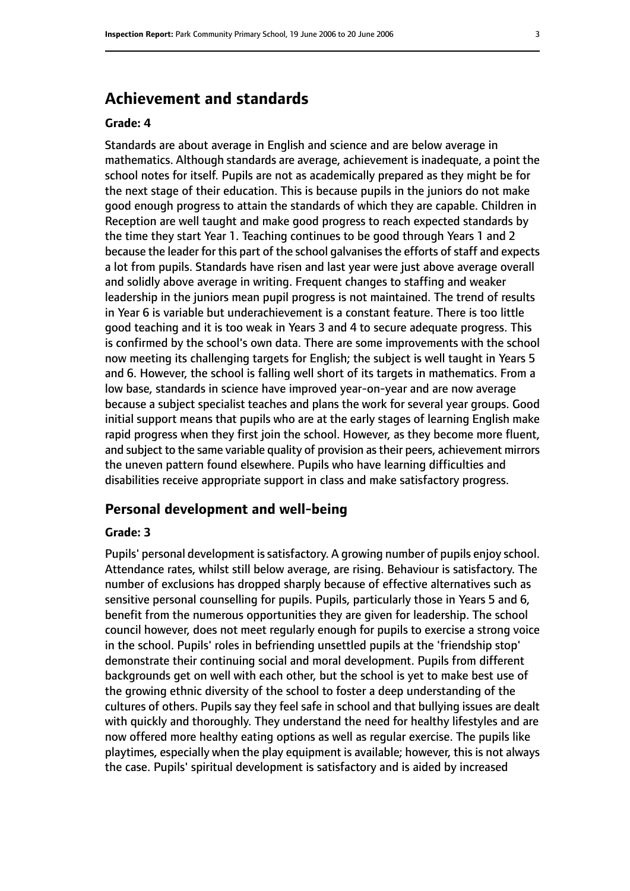## Achievement and standards

### Grade: 4

Standards are about average in English and science and are below average in mathematics. Although standards are average, achievement is inadequate, a point the school notes for itself. Pupils are not as academically prepared as they might be for the next stage of their education. This is because pupils in the juniors do not make good enough progress to attain the standards of which they are capable. Children in Reception are well taught and make good progress to reach expected standards by the time they start Year 1. Teaching continues to be good through Years 1 and 2 because the leader for this part of the school galvanises the efforts of staff and expects a lot from pupils. Standards have risen and last year were just above average overall and solidly above average in writing. Frequent changes to staffing and weaker leadership in the juniors mean pupil progress is not maintained. The trend of results in Year 6 is variable but underachievement is a constant feature. There is too little good teaching and it is too weak in Years 3 and 4 to secure adequate progress. This is confirmed by the school's own data. There are some improvements with the school now meeting its challenging targets for English; the subject is well taught in Years 5 and 6. However, the school is falling well short of its targets in mathematics. From a low base, standards in science have improved year-on-year and are now average because a subject specialist teaches and plans the work for several year groups. Good initial support means that pupils who are at the early stages of learning English make rapid progress when they first join the school. However, as they become more fluent, and subject to the same variable quality of provision as their peers, achievement mirrors the uneven pattern found elsewhere. Pupils who have learning difficulties and disabilities receive appropriate support in class and make satisfactory progress.

## Personal development and well-being

### Grade: 3

Pupils' personal development is satisfactory. A growing number of pupils enjoy school. Attendance rates, whilst still below average, are rising. Behaviour is satisfactory. The number of exclusions has dropped sharply because of effective alternatives such as sensitive personal counselling for pupils. Pupils, particularly those in Years 5 and 6, benefit from the numerous opportunities they are given for leadership. The school council however, does not meet regularly enough for pupils to exercise a strong voice in the school. Pupils' roles in befriending unsettled pupils at the 'friendship stop' demonstrate their continuing social and moral development. Pupils from different backgrounds get on well with each other, but the school is yet to make best use of the growing ethnic diversity of the school to foster a deep understanding of the cultures of others. Pupils say they feel safe in school and that bullying issues are dealt with quickly and thoroughly. They understand the need for healthy lifestyles and are now offered more healthy eating options as well as regular exercise. The pupils like playtimes, especially when the play equipment is available; however, this is not always the case. Pupils' spiritual development is satisfactory and is aided by increased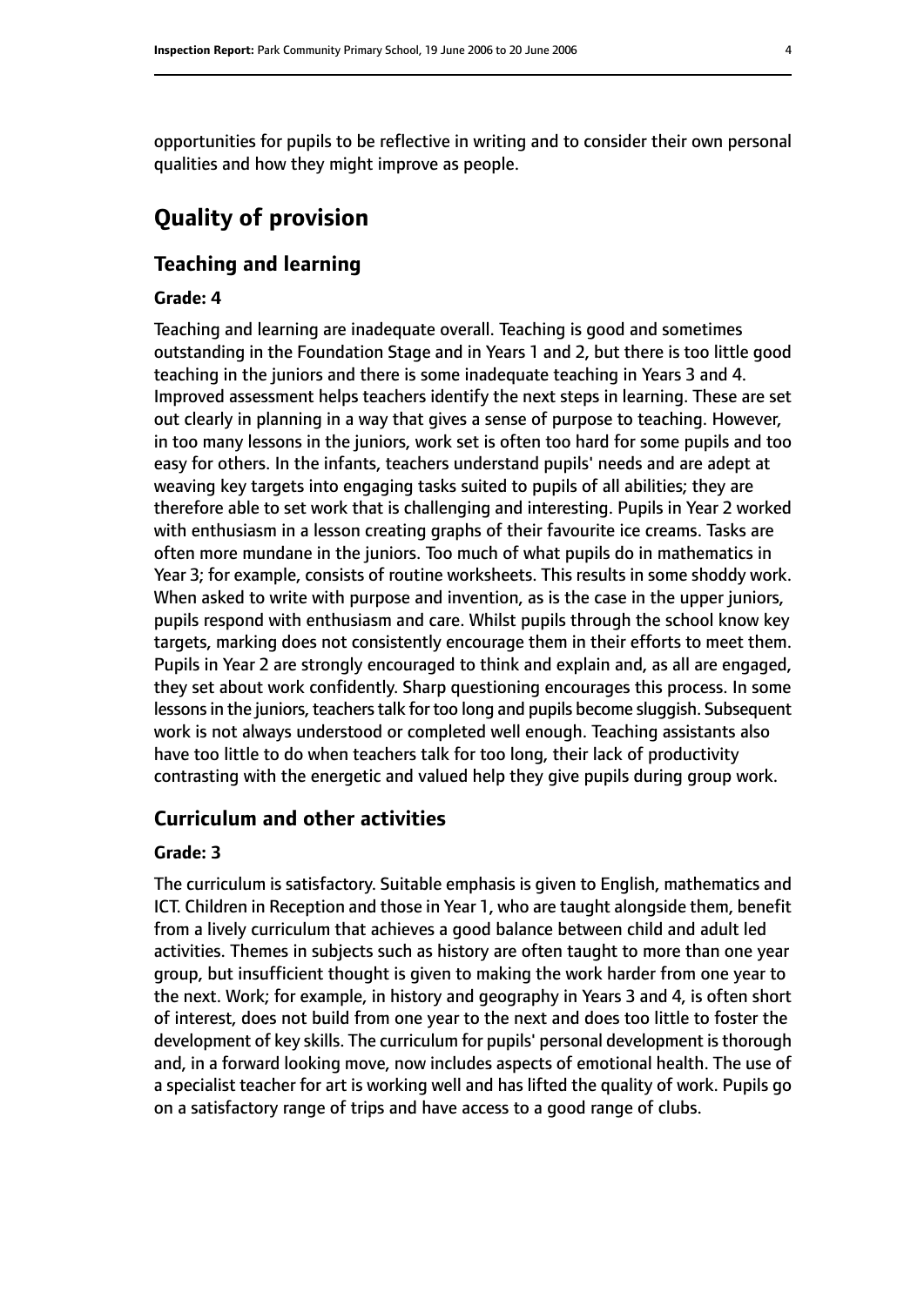opportunities for pupils to be reflective in writing and to consider their own personal qualities and how they might improve as people.

# Quality of provision

## Teaching and learning

### Grade: 4

Teaching and learning are inadequate overall. Teaching is good and sometimes outstanding in the Foundation Stage and in Years 1 and 2, but there is too little good teaching in the juniors and there is some inadequate teaching in Years 3 and 4. Improved assessment helps teachers identify the next steps in learning. These are set out clearly in planning in a way that gives a sense of purpose to teaching. However, in too many lessons in the juniors, work set is often too hard for some pupils and too easy for others. In the infants, teachers understand pupils' needs and are adept at weaving key targets into engaging tasks suited to pupils of all abilities; they are therefore able to set work that is challenging and interesting. Pupils in Year 2 worked with enthusiasm in a lesson creating graphs of their favourite ice creams. Tasks are often more mundane in the juniors. Too much of what pupils do in mathematics in Year 3; for example, consists of routine worksheets. This results in some shoddy work. When asked to write with purpose and invention, as is the case in the upper juniors, pupils respond with enthusiasm and care. Whilst pupils through the school know key targets, marking does not consistently encourage them in their efforts to meet them. Pupils in Year 2 are strongly encouraged to think and explain and, as all are engaged, they set about work confidently. Sharp questioning encourages this process. In some lessons in the juniors, teachers talk for too long and pupils become sluggish. Subsequent work is not always understood or completed well enough. Teaching assistants also have too little to do when teachers talk for too long, their lack of productivity contrasting with the energetic and valued help they give pupils during group work.

## Curriculum and other activities

### Grade: 3

The curriculum is satisfactory. Suitable emphasis is given to English, mathematics and ICT. Children in Reception and those in Year 1, who are taught alongside them, benefit from a lively curriculum that achieves a good balance between child and adult led activities. Themes in subjects such as history are often taught to more than one year group, but insufficient thought is given to making the work harder from one year to the next. Work; for example, in history and geography in Years 3 and 4, is often short of interest, does not build from one year to the next and does too little to foster the development of key skills. The curriculum for pupils' personal development is thorough and, in a forward looking move, now includes aspects of emotional health. The use of a specialist teacher for art is working well and has lifted the quality of work. Pupils go on a satisfactory range of trips and have access to a good range of clubs.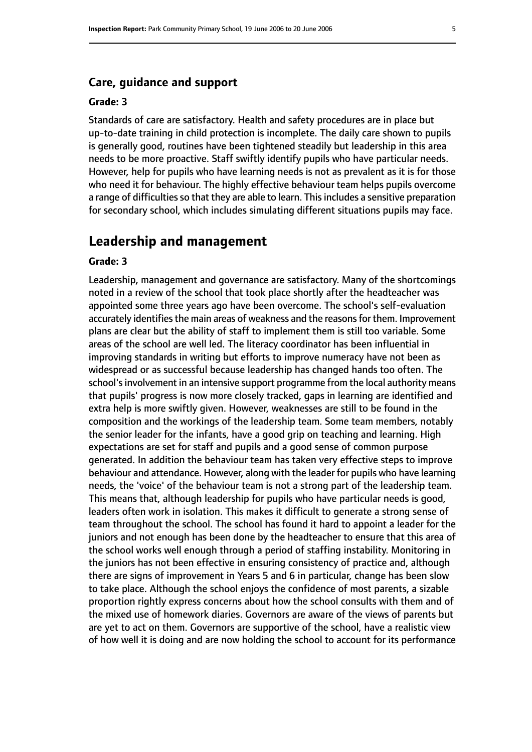### Care, guidance and support

#### Grade: 3

Standards of care are satisfactory. Health and safety procedures are in place but up-to-date training in child protection is incomplete. The daily care shown to pupils is generally good, routines have been tightened steadily but leadership in this area needs to be more proactive. Staff swiftly identify pupils who have particular needs. However, help for pupils who have learning needs is not as prevalent as it is for those who need it for behaviour. The highly effective behaviour team helps pupils overcome a range of difficulties so that they are able to learn. This includes a sensitive preparation for secondary school, which includes simulating different situations pupils may face.

## Leadership and management

#### Grade: 3

Leadership, management and governance are satisfactory. Many of the shortcomings noted in a review of the school that took place shortly after the headteacher was appointed some three years ago have been overcome. The school's self-evaluation accurately identifies the main areas of weakness and the reasons for them. Improvement plans are clear but the ability of staff to implement them is still too variable. Some areas of the school are well led. The literacy coordinator has been influential in improving standards in writing but efforts to improve numeracy have not been as widespread or as successful because leadership has changed hands too often. The school's involvement in an intensive support programme from the local authority means that pupils' progress is now more closely tracked, gaps in learning are identified and extra help is more swiftly given. However, weaknesses are still to be found in the composition and the workings of the leadership team. Some team members, notably the senior leader for the infants, have a good grip on teaching and learning. High expectations are set for staff and pupils and a good sense of common purpose generated. In addition the behaviour team has taken very effective steps to improve behaviour and attendance. However, along with the leader for pupils who have learning needs, the 'voice' of the behaviour team is not a strong part of the leadership team. This means that, although leadership for pupils who have particular needs is good, leaders often work in isolation. This makes it difficult to generate a strong sense of team throughout the school. The school has found it hard to appoint a leader for the juniors and not enough has been done by the headteacher to ensure that this area of the school works well enough through a period of staffing instability. Monitoring in the juniors has not been effective in ensuring consistency of practice and, although there are signs of improvement in Years 5 and 6 in particular, change has been slow to take place. Although the school enjoys the confidence of most parents, a sizable proportion rightly express concerns about how the school consults with them and of the mixed use of homework diaries. Governors are aware of the views of parents but are yet to act on them. Governors are supportive of the school, have a realistic view of how well it is doing and are now holding the school to account for its performance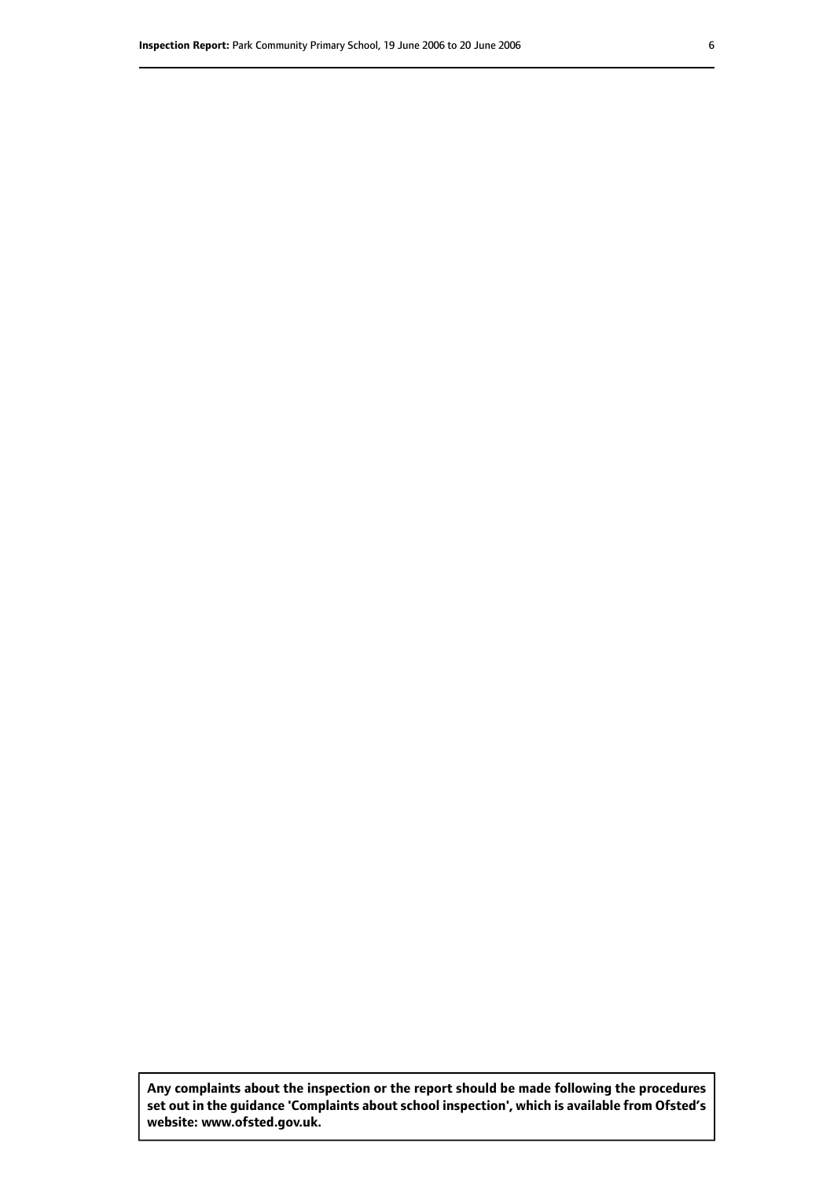**Any complaints about the inspection or the report should be made following the procedures set out in the guidance 'Complaints about school inspection', which is available from Ofsted's website: www.ofsted.gov.uk.**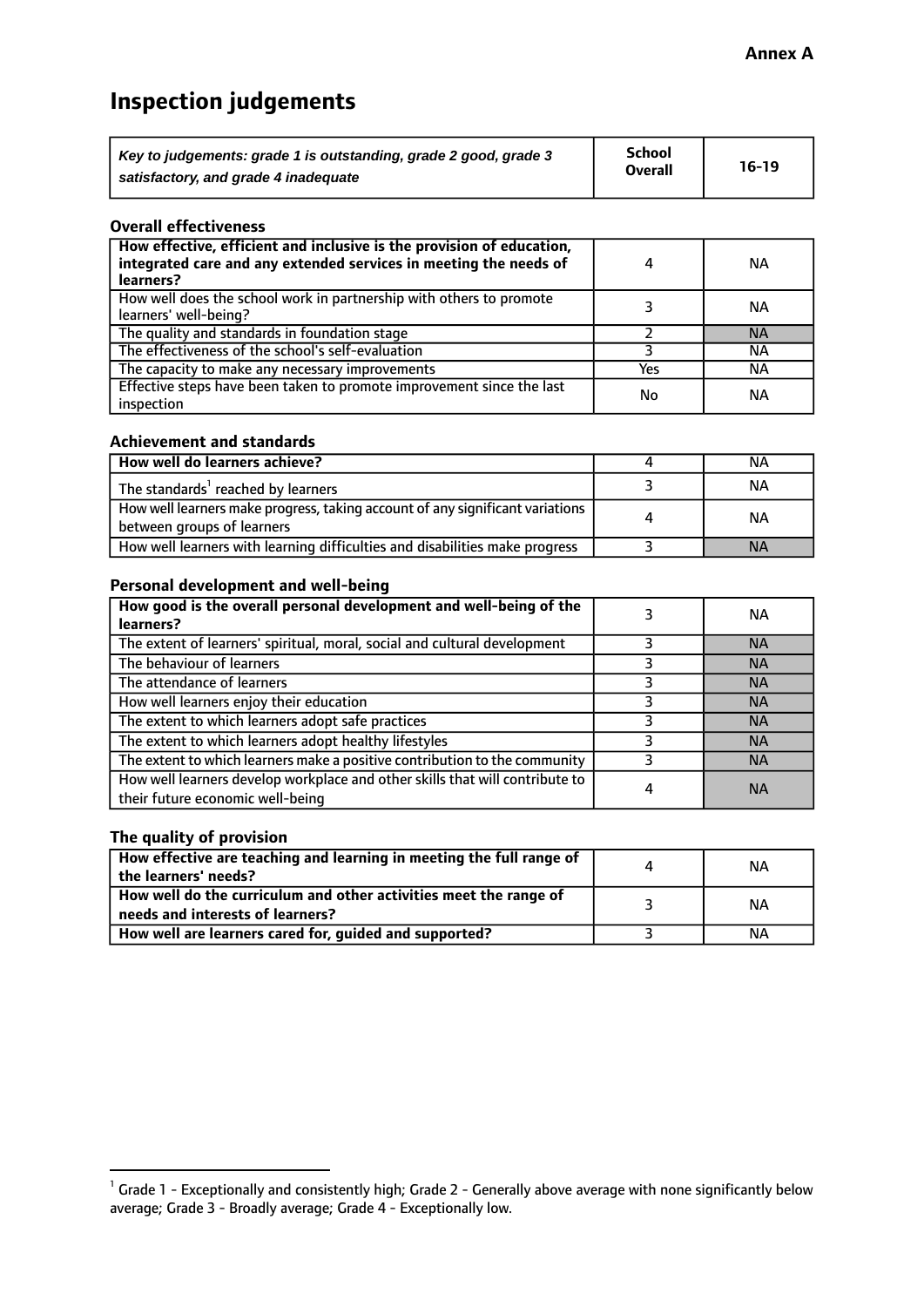**Annex A**

# Inspection judgements

| *Key to judgements: grade 1 is outstanding, grade 2 good, grade 3 satisfactory, and grade 4 inadequate* | School Overall | 16-19 |
|---|---|---|

### Overall effectiveness

| | | |
|---|---|---|
| **How effective, efficient and inclusive is the provision of education, integrated care and any extended services in meeting the needs of learners?** | 4 | NA |
| How well does the school work in partnership with others to promote learners' well-being? | 3 | NA |
| The quality and standards in foundation stage | 2 | NA |
| The effectiveness of the school's self-evaluation | 3 | NA |
| The capacity to make any necessary improvements | Yes | NA |
| Effective steps have been taken to promote improvement since the last inspection | No | NA |

### Achievement and standards

| | | |
|---|---|---|
| **How well do learners achieve?** | 4 | NA |
| The standards[1] reached by learners | 3 | NA |
| How well learners make progress, taking account of any significant variations between groups of learners | 4 | NA |
| How well learners with learning difficulties and disabilities make progress | 3 | NA |

### Personal development and well-being

| | | |
|---|---|---|
| **How good is the overall personal development and well-being of the learners?** | 3 | NA |
| The extent of learners' spiritual, moral, social and cultural development | 3 | NA |
| The behaviour of learners | 3 | NA |
| The attendance of learners | 3 | NA |
| How well learners enjoy their education | 3 | NA |
| The extent to which learners adopt safe practices | 3 | NA |
| The extent to which learners adopt healthy lifestyles | 3 | NA |
| The extent to which learners make a positive contribution to the community | 3 | NA |
| How well learners develop workplace and other skills that will contribute to their future economic well-being | 4 | NA |

### The quality of provision

| | | |
|---|---|---|
| **How effective are teaching and learning in meeting the full range of the learners' needs?** | 4 | NA |
| **How well do the curriculum and other activities meet the range of needs and interests of learners?** | 3 | NA |
| **How well are learners cared for, guided and supported?** | 3 | NA |

[1] Grade 1 - Exceptionally and consistently high; Grade 2 - Generally above average with none significantly below average; Grade 3 - Broadly average; Grade 4 - Exceptionally low.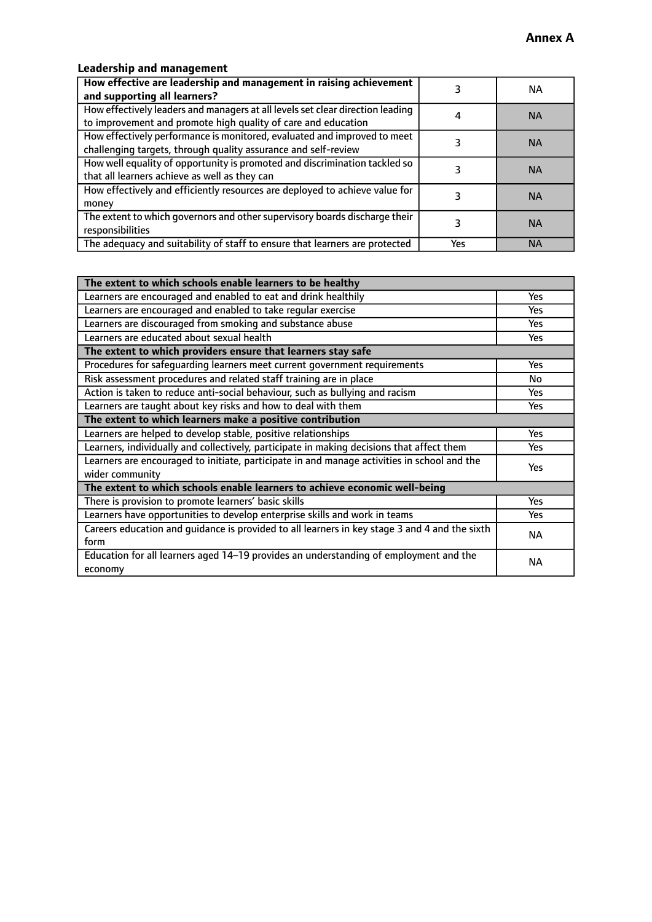**Annex A**

### Leadership and management

| **How effective are leadership and management in raising achievement and supporting all learners?** | 3 | NA |
|---|---|---|
| How effectively leaders and managers at all levels set clear direction leading to improvement and promote high quality of care and education | 4 | NA |
| How effectively performance is monitored, evaluated and improved to meet challenging targets, through quality assurance and self-review | 3 | NA |
| How well equality of opportunity is promoted and discrimination tackled so that all learners achieve as well as they can | 3 | NA |
| How effectively and efficiently resources are deployed to achieve value for money | 3 | NA |
| The extent to which governors and other supervisory boards discharge their responsibilities | 3 | NA |
| The adequacy and suitability of staff to ensure that learners are protected | Yes | NA |

| **The extent to which schools enable learners to be healthy** | |
|---|---|
| Learners are encouraged and enabled to eat and drink healthily | Yes |
| Learners are encouraged and enabled to take regular exercise | Yes |
| Learners are discouraged from smoking and substance abuse | Yes |
| Learners are educated about sexual health | Yes |
| **The extent to which providers ensure that learners stay safe** | |
| Procedures for safeguarding learners meet current government requirements | Yes |
| Risk assessment procedures and related staff training are in place | No |
| Action is taken to reduce anti-social behaviour, such as bullying and racism | Yes |
| Learners are taught about key risks and how to deal with them | Yes |
| **The extent to which learners make a positive contribution** | |
| Learners are helped to develop stable, positive relationships | Yes |
| Learners, individually and collectively, participate in making decisions that affect them | Yes |
| Learners are encouraged to initiate, participate in and manage activities in school and the wider community | Yes |
| **The extent to which schools enable learners to achieve economic well-being** | |
| There is provision to promote learners' basic skills | Yes |
| Learners have opportunities to develop enterprise skills and work in teams | Yes |
| Careers education and guidance is provided to all learners in key stage 3 and 4 and the sixth form | NA |
| Education for all learners aged 14–19 provides an understanding of employment and the economy | NA |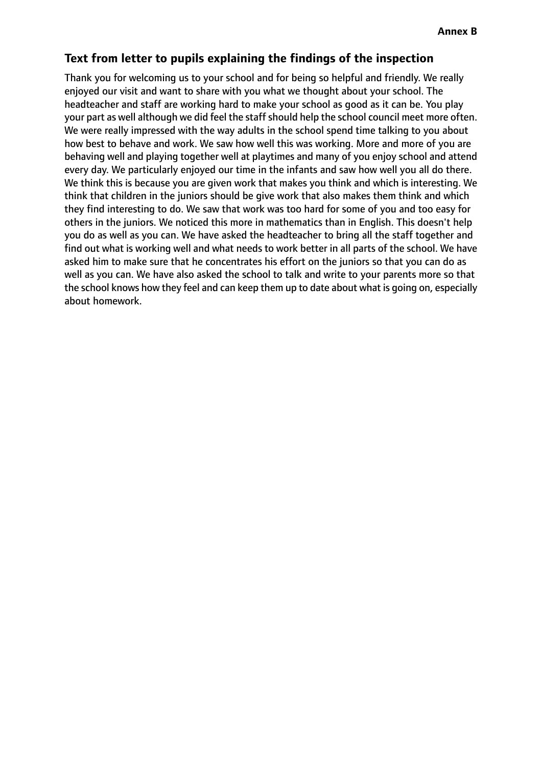Annex B

## Text from letter to pupils explaining the findings of the inspection

Thank you for welcoming us to your school and for being so helpful and friendly. We really enjoyed our visit and want to share with you what we thought about your school. The headteacher and staff are working hard to make your school as good as it can be. You play your part as well although we did feel the staff should help the school council meet more often. We were really impressed with the way adults in the school spend time talking to you about how best to behave and work. We saw how well this was working. More and more of you are behaving well and playing together well at playtimes and many of you enjoy school and attend every day. We particularly enjoyed our time in the infants and saw how well you all do there. We think this is because you are given work that makes you think and which is interesting. We think that children in the juniors should be give work that also makes them think and which they find interesting to do. We saw that work was too hard for some of you and too easy for others in the juniors. We noticed this more in mathematics than in English. This doesn't help you do as well as you can. We have asked the headteacher to bring all the staff together and find out what is working well and what needs to work better in all parts of the school. We have asked him to make sure that he concentrates his effort on the juniors so that you can do as well as you can. We have also asked the school to talk and write to your parents more so that the school knows how they feel and can keep them up to date about what is going on, especially about homework.